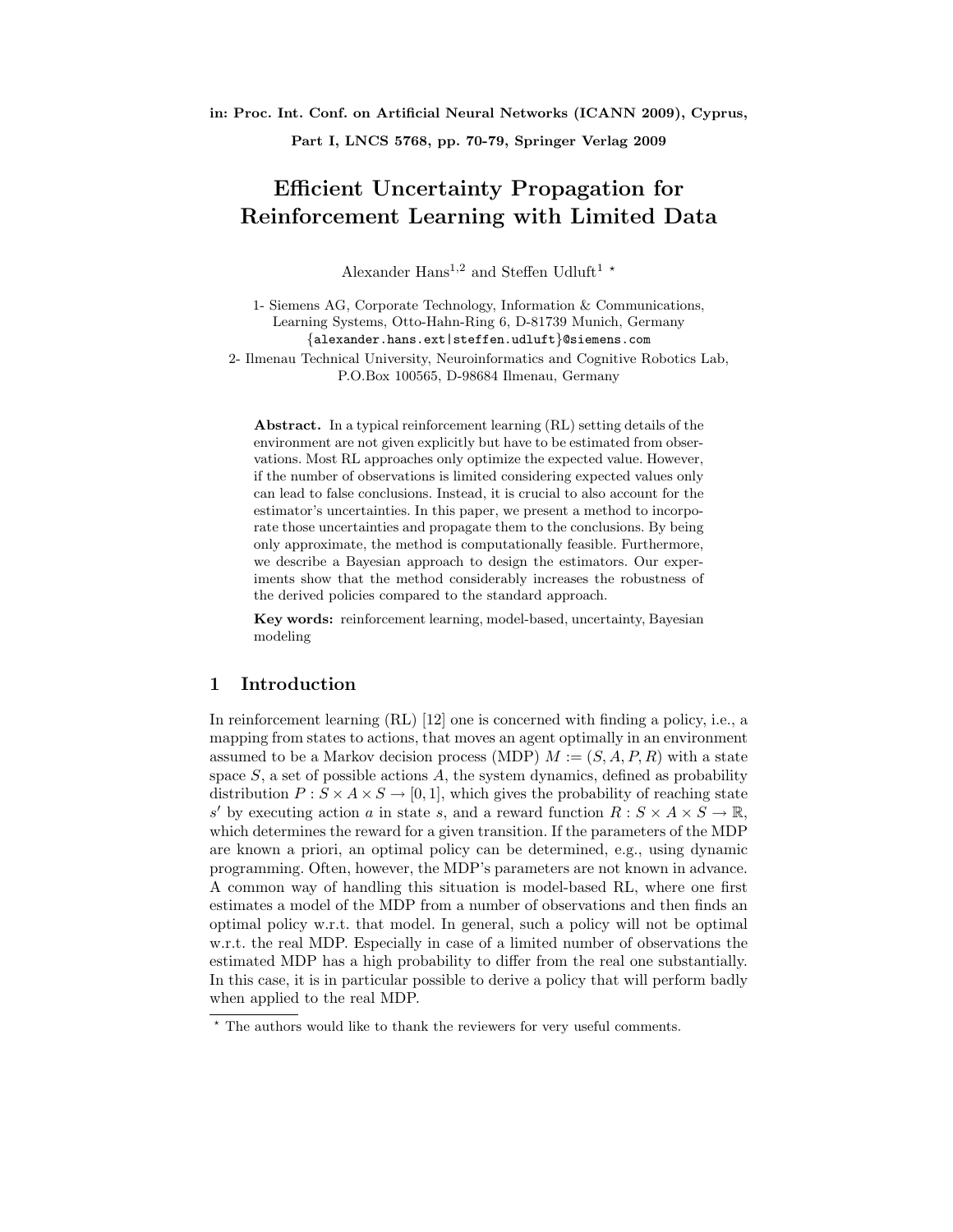in: Proc. Int. Conf. on Artificial Neural Networks (ICANN 2009), Cyprus, Part I, LNCS 5768, pp. 70-79, Springer Verlag 2009

# Efficient Uncertainty Propagation for Reinforcement Learning with Limited Data

Alexander Hans[1,2] and Steffen Udluft[1] *

1- Siemens AG, Corporate Technology, Information & Communications, Learning Systems, Otto-Hahn-Ring 6, D-81739 Munich, Germany
{alexander.hans.ext|steffen.udluft}@siemens.com

2- Ilmenau Technical University, Neuroinformatics and Cognitive Robotics Lab, P.O.Box 100565, D-98684 Ilmenau, Germany

**Abstract.** In a typical reinforcement learning (RL) setting details of the environment are not given explicitly but have to be estimated from observations. Most RL approaches only optimize the expected value. However, if the number of observations is limited considering expected values only can lead to false conclusions. Instead, it is crucial to also account for the estimator's uncertainties. In this paper, we present a method to incorporate those uncertainties and propagate them to the conclusions. By being only approximate, the method is computationally feasible. Furthermore, we describe a Bayesian approach to design the estimators. Our experiments show that the method considerably increases the robustness of the derived policies compared to the standard approach.

**Key words:** reinforcement learning, model-based, uncertainty, Bayesian modeling

## 1 Introduction

In reinforcement learning (RL) [12] one is concerned with finding a policy, i.e., a mapping from states to actions, that moves an agent optimally in an environment assumed to be a Markov decision process (MDP) $M := (S, A, P, R)$ with a state space $S$, a set of possible actions $A$, the system dynamics, defined as probability distribution $P : S \times A \times S \rightarrow [0, 1]$, which gives the probability of reaching state $s'$ by executing action $a$ in state $s$, and a reward function $R : S \times A \times S \rightarrow \mathbb{R}$, which determines the reward for a given transition. If the parameters of the MDP are known a priori, an optimal policy can be determined, e.g., using dynamic programming. Often, however, the MDP's parameters are not known in advance. A common way of handling this situation is model-based RL, where one first estimates a model of the MDP from a number of observations and then finds an optimal policy w.r.t. that model. In general, such a policy will not be optimal w.r.t. the real MDP. Especially in case of a limited number of observations the estimated MDP has a high probability to differ from the real one substantially. In this case, it is in particular possible to derive a policy that will perform badly when applied to the real MDP.

* The authors would like to thank the reviewers for very useful comments.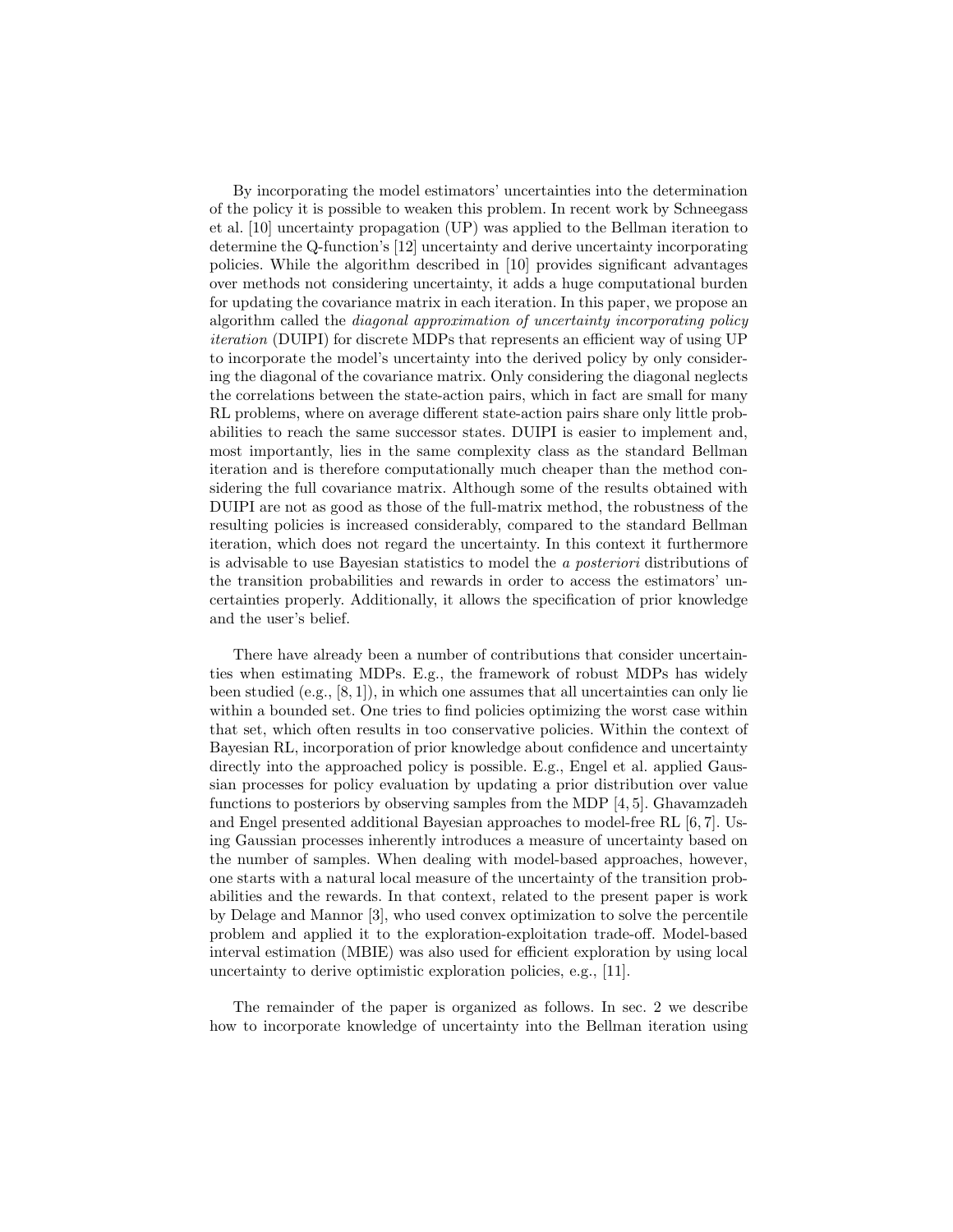By incorporating the model estimators' uncertainties into the determination of the policy it is possible to weaken this problem. In recent work by Schneegass et al. [10] uncertainty propagation (UP) was applied to the Bellman iteration to determine the Q-function's [12] uncertainty and derive uncertainty incorporating policies. While the algorithm described in [10] provides significant advantages over methods not considering uncertainty, it adds a huge computational burden for updating the covariance matrix in each iteration. In this paper, we propose an algorithm called the *diagonal approximation of uncertainty incorporating policy iteration* (DUIPI) for discrete MDPs that represents an efficient way of using UP to incorporate the model's uncertainty into the derived policy by only considering the diagonal of the covariance matrix. Only considering the diagonal neglects the correlations between the state-action pairs, which in fact are small for many RL problems, where on average different state-action pairs share only little probabilities to reach the same successor states. DUIPI is easier to implement and, most importantly, lies in the same complexity class as the standard Bellman iteration and is therefore computationally much cheaper than the method considering the full covariance matrix. Although some of the results obtained with DUIPI are not as good as those of the full-matrix method, the robustness of the resulting policies is increased considerably, compared to the standard Bellman iteration, which does not regard the uncertainty. In this context it furthermore is advisable to use Bayesian statistics to model the *a posteriori* distributions of the transition probabilities and rewards in order to access the estimators' uncertainties properly. Additionally, it allows the specification of prior knowledge and the user's belief.

There have already been a number of contributions that consider uncertainties when estimating MDPs. E.g., the framework of robust MDPs has widely been studied (e.g., [8, 1]), in which one assumes that all uncertainties can only lie within a bounded set. One tries to find policies optimizing the worst case within that set, which often results in too conservative policies. Within the context of Bayesian RL, incorporation of prior knowledge about confidence and uncertainty directly into the approached policy is possible. E.g., Engel et al. applied Gaussian processes for policy evaluation by updating a prior distribution over value functions to posteriors by observing samples from the MDP [4, 5]. Ghavamzadeh and Engel presented additional Bayesian approaches to model-free RL [6, 7]. Using Gaussian processes inherently introduces a measure of uncertainty based on the number of samples. When dealing with model-based approaches, however, one starts with a natural local measure of the uncertainty of the transition probabilities and the rewards. In that context, related to the present paper is work by Delage and Mannor [3], who used convex optimization to solve the percentile problem and applied it to the exploration-exploitation trade-off. Model-based interval estimation (MBIE) was also used for efficient exploration by using local uncertainty to derive optimistic exploration policies, e.g., [11].

The remainder of the paper is organized as follows. In sec. 2 we describe how to incorporate knowledge of uncertainty into the Bellman iteration using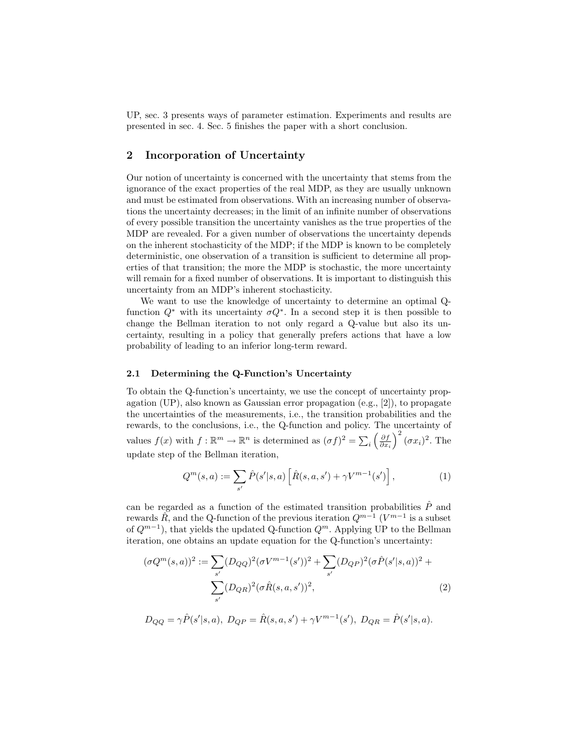UP, sec. 3 presents ways of parameter estimation. Experiments and results are presented in sec. 4. Sec. 5 finishes the paper with a short conclusion.

## 2 Incorporation of Uncertainty

Our notion of uncertainty is concerned with the uncertainty that stems from the ignorance of the exact properties of the real MDP, as they are usually unknown and must be estimated from observations. With an increasing number of observations the uncertainty decreases; in the limit of an infinite number of observations of every possible transition the uncertainty vanishes as the true properties of the MDP are revealed. For a given number of observations the uncertainty depends on the inherent stochasticity of the MDP; if the MDP is known to be completely deterministic, one observation of a transition is sufficient to determine all properties of that transition; the more the MDP is stochastic, the more uncertainty will remain for a fixed number of observations. It is important to distinguish this uncertainty from an MDP's inherent stochasticity.

We want to use the knowledge of uncertainty to determine an optimal Q-function $Q^*$ with its uncertainty $\sigma Q^*$. In a second step it is then possible to change the Bellman iteration to not only regard a Q-value but also its uncertainty, resulting in a policy that generally prefers actions that have a low probability of leading to an inferior long-term reward.

### 2.1 Determining the Q-Function's Uncertainty

To obtain the Q-function's uncertainty, we use the concept of uncertainty propagation (UP), also known as Gaussian error propagation (e.g., [2]), to propagate the uncertainties of the measurements, i.e., the transition probabilities and the rewards, to the conclusions, i.e., the Q-function and policy. The uncertainty of values $f(x)$ with $f : \mathbb{R}^m \to \mathbb{R}^n$ is determined as $(\sigma f)^2 = \sum_i \left(\frac{\partial f}{\partial x_i}\right)^2 (\sigma x_i)^2$. The update step of the Bellman iteration,

$$Q^m(s,a) := \sum_{s'} \hat{P}(s'|s,a) \left[\hat{R}(s,a,s') + \gamma V^{m-1}(s')\right], \tag{1}$$

can be regarded as a function of the estimated transition probabilities $\hat{P}$ and rewards $\hat{R}$, and the Q-function of the previous iteration $Q^{m-1}$ ($V^{m-1}$ is a subset of $Q^{m-1}$), that yields the updated Q-function $Q^m$. Applying UP to the Bellman iteration, one obtains an update equation for the Q-function's uncertainty:

$$\begin{aligned}(\sigma Q^m(s,a))^2 := & \sum_{s'} (D_{QQ})^2 (\sigma V^{m-1}(s'))^2 + \sum_{s'} (D_{QP})^2 (\sigma \hat{P}(s'|s,a))^2 + \\ & \sum_{s'} (D_{QR})^2 (\sigma \hat{R}(s,a,s'))^2,\end{aligned} \tag{2}$$

$$D_{QQ} = \gamma \hat{P}(s'|s,a),\ D_{QP} = \hat{R}(s,a,s') + \gamma V^{m-1}(s'),\ D_{QR} = \hat{P}(s'|s,a).$$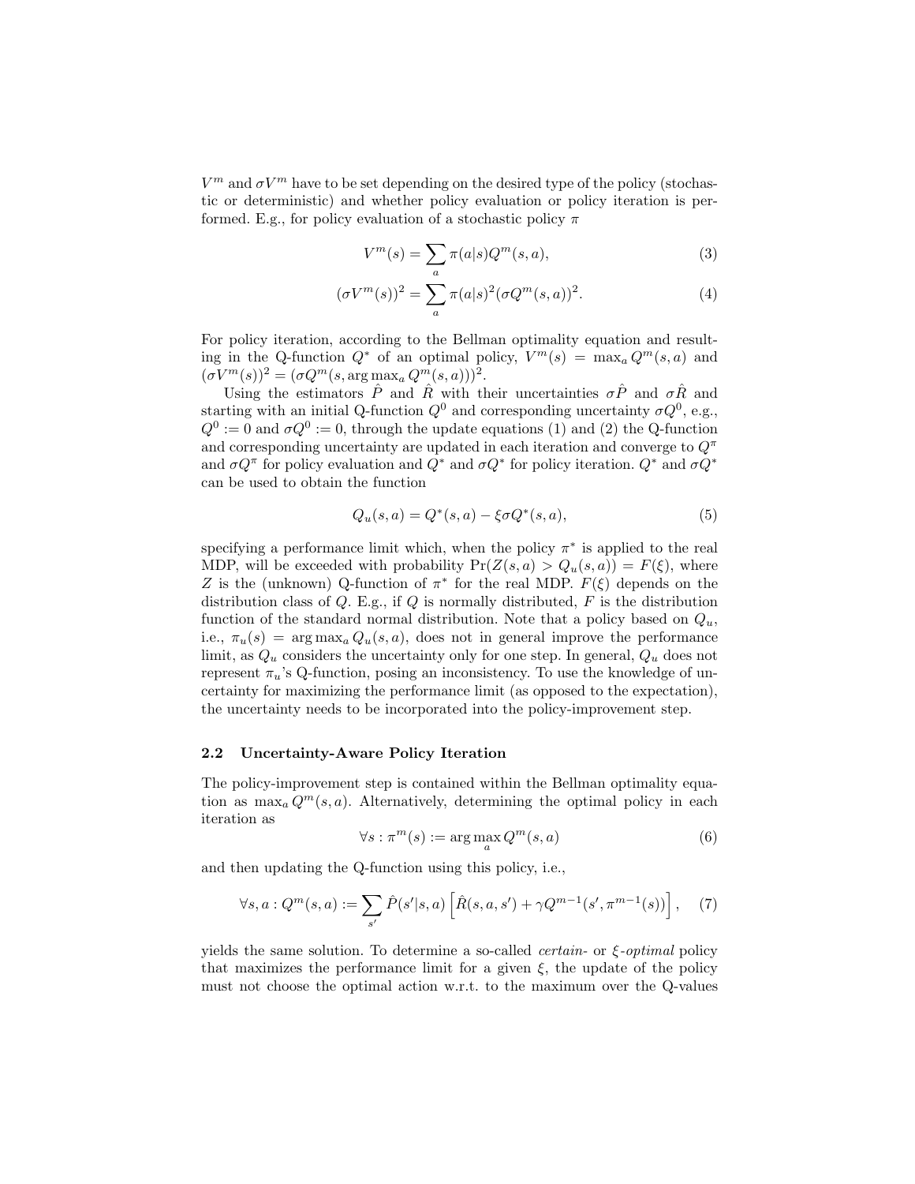$V^m$ and $\sigma V^m$ have to be set depending on the desired type of the policy (stochastic or deterministic) and whether policy evaluation or policy iteration is performed. E.g., for policy evaluation of a stochastic policy $\pi$

$$V^m(s) = \sum_a \pi(a|s) Q^m(s,a), \tag{3}$$

$$(\sigma V^m(s))^2 = \sum_a \pi(a|s)^2 (\sigma Q^m(s,a))^2. \tag{4}$$

For policy iteration, according to the Bellman optimality equation and resulting in the Q-function $Q^*$ of an optimal policy, $V^m(s) = \max_a Q^m(s,a)$ and $(\sigma V^m(s))^2 = (\sigma Q^m(s, \arg\max_a Q^m(s,a)))^2$.

Using the estimators $\hat{P}$ and $\hat{R}$ with their uncertainties $\sigma\hat{P}$ and $\sigma\hat{R}$ and starting with an initial Q-function $Q^0$ and corresponding uncertainty $\sigma Q^0$, e.g., $Q^0 := 0$ and $\sigma Q^0 := 0$, through the update equations (1) and (2) the Q-function and corresponding uncertainty are updated in each iteration and converge to $Q^\pi$ and $\sigma Q^\pi$ for policy evaluation and $Q^*$ and $\sigma Q^*$ for policy iteration. $Q^*$ and $\sigma Q^*$ can be used to obtain the function

$$Q_u(s,a) = Q^*(s,a) - \xi \sigma Q^*(s,a), \tag{5}$$

specifying a performance limit which, when the policy $\pi^*$ is applied to the real MDP, will be exceeded with probability $\Pr(Z(s,a) > Q_u(s,a)) = F(\xi)$, where $Z$ is the (unknown) Q-function of $\pi^*$ for the real MDP. $F(\xi)$ depends on the distribution class of $Q$. E.g., if $Q$ is normally distributed, $F$ is the distribution function of the standard normal distribution. Note that a policy based on $Q_u$, i.e., $\pi_u(s) = \arg\max_a Q_u(s,a)$, does not in general improve the performance limit, as $Q_u$ considers the uncertainty only for one step. In general, $Q_u$ does not represent $\pi_u$'s Q-function, posing an inconsistency. To use the knowledge of uncertainty for maximizing the performance limit (as opposed to the expectation), the uncertainty needs to be incorporated into the policy-improvement step.

### 2.2 Uncertainty-Aware Policy Iteration

The policy-improvement step is contained within the Bellman optimality equation as $\max_a Q^m(s,a)$. Alternatively, determining the optimal policy in each iteration as

$$\forall s : \pi^m(s) := \arg\max_a Q^m(s,a) \tag{6}$$

and then updating the Q-function using this policy, i.e.,

$$\forall s,a : Q^m(s,a) := \sum_{s'} \hat{P}(s'|s,a) \left[ \hat{R}(s,a,s') + \gamma Q^{m-1}(s', \pi^{m-1}(s)) \right], \tag{7}$$

yields the same solution. To determine a so-called *certain-* or *$\xi$-optimal* policy that maximizes the performance limit for a given $\xi$, the update of the policy must not choose the optimal action w.r.t. to the maximum over the Q-values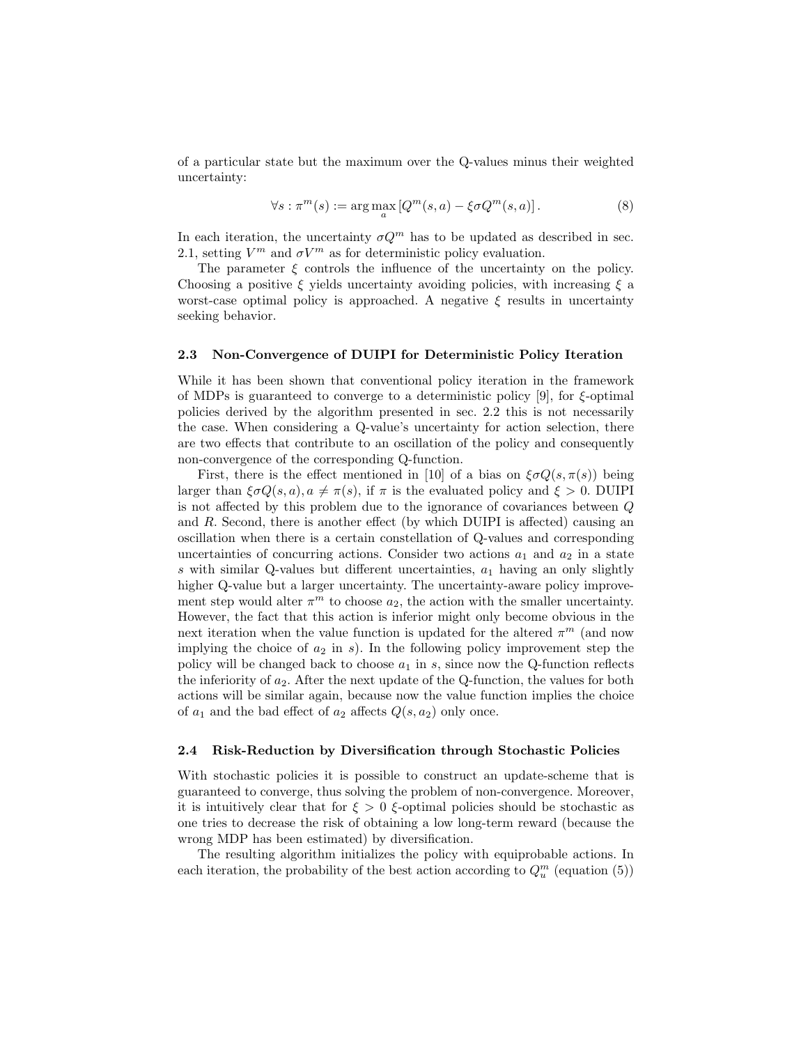of a particular state but the maximum over the Q-values minus their weighted uncertainty:

$$\forall s : \pi^m(s) := \arg\max_a \left[ Q^m(s,a) - \xi \sigma Q^m(s,a) \right]. \tag{8}$$

In each iteration, the uncertainty $\sigma Q^m$ has to be updated as described in sec. 2.1, setting $V^m$ and $\sigma V^m$ as for deterministic policy evaluation.

The parameter $\xi$ controls the influence of the uncertainty on the policy. Choosing a positive $\xi$ yields uncertainty avoiding policies, with increasing $\xi$ a worst-case optimal policy is approached. A negative $\xi$ results in uncertainty seeking behavior.

### 2.3 Non-Convergence of DUIPI for Deterministic Policy Iteration

While it has been shown that conventional policy iteration in the framework of MDPs is guaranteed to converge to a deterministic policy [9], for $\xi$-optimal policies derived by the algorithm presented in sec. 2.2 this is not necessarily the case. When considering a Q-value's uncertainty for action selection, there are two effects that contribute to an oscillation of the policy and consequently non-convergence of the corresponding Q-function.

First, there is the effect mentioned in [10] of a bias on $\xi \sigma Q(s, \pi(s))$ being larger than $\xi \sigma Q(s, a), a \neq \pi(s)$, if $\pi$ is the evaluated policy and $\xi > 0$. DUIPI is not affected by this problem due to the ignorance of covariances between $Q$ and $R$. Second, there is another effect (by which DUIPI is affected) causing an oscillation when there is a certain constellation of Q-values and corresponding uncertainties of concurring actions. Consider two actions $a_1$ and $a_2$ in a state $s$ with similar Q-values but different uncertainties, $a_1$ having an only slightly higher Q-value but a larger uncertainty. The uncertainty-aware policy improvement step would alter $\pi^m$ to choose $a_2$, the action with the smaller uncertainty. However, the fact that this action is inferior might only become obvious in the next iteration when the value function is updated for the altered $\pi^m$ (and now implying the choice of $a_2$ in $s$). In the following policy improvement step the policy will be changed back to choose $a_1$ in $s$, since now the Q-function reflects the inferiority of $a_2$. After the next update of the Q-function, the values for both actions will be similar again, because now the value function implies the choice of $a_1$ and the bad effect of $a_2$ affects $Q(s, a_2)$ only once.

### 2.4 Risk-Reduction by Diversification through Stochastic Policies

With stochastic policies it is possible to construct an update-scheme that is guaranteed to converge, thus solving the problem of non-convergence. Moreover, it is intuitively clear that for $\xi > 0$ $\xi$-optimal policies should be stochastic as one tries to decrease the risk of obtaining a low long-term reward (because the wrong MDP has been estimated) by diversification.

The resulting algorithm initializes the policy with equiprobable actions. In each iteration, the probability of the best action according to $Q_u^m$ (equation (5))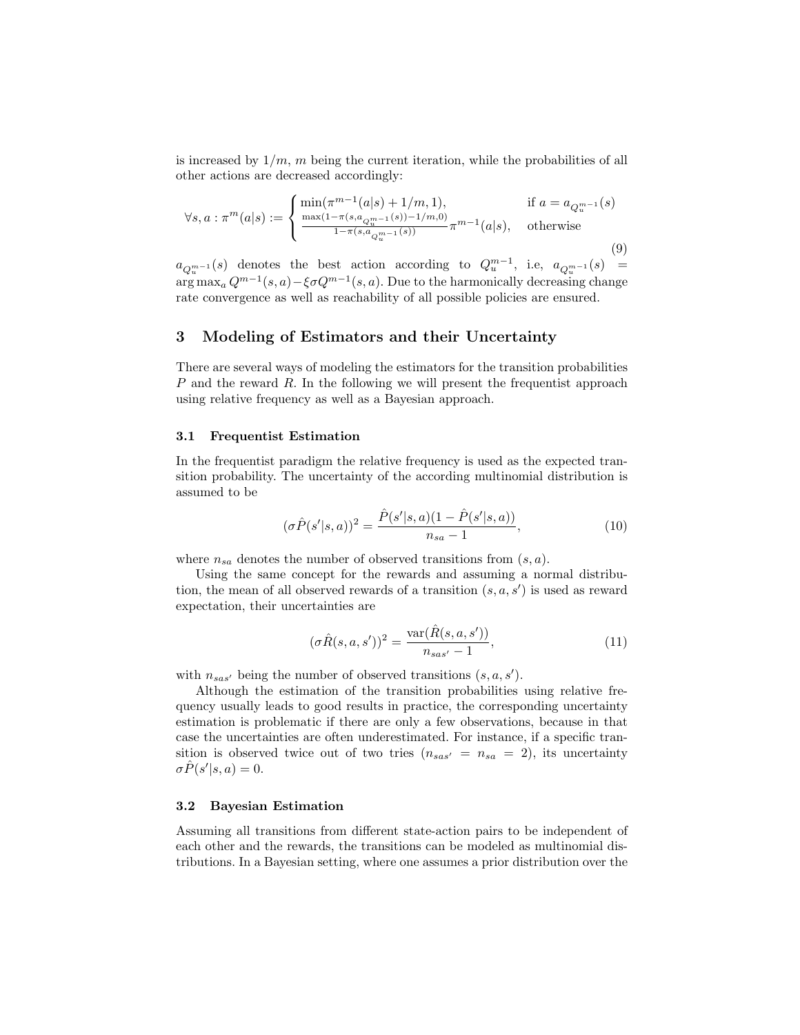is increased by $1/m$, $m$ being the current iteration, while the probabilities of all other actions are decreased accordingly:

$$\forall s, a : \pi^m(a|s) := \begin{cases} \min(\pi^{m-1}(a|s) + 1/m, 1), & \text{if } a = a_{Q_u^{m-1}}(s) \\ \frac{\max(1-\pi(s, a_{Q_u^{m-1}}(s)) - 1/m, 0)}{1-\pi(s, a_{Q_u^{m-1}}(s))} \pi^{m-1}(a|s), & \text{otherwise} \end{cases} \tag{9}$$

$a_{Q_u^{m-1}}(s)$ denotes the best action according to $Q_u^{m-1}$, i.e, $a_{Q_u^{m-1}}(s) = \arg\max_a Q^{m-1}(s,a) - \xi\sigma Q^{m-1}(s,a)$. Due to the harmonically decreasing change rate convergence as well as reachability of all possible policies are ensured.

## 3 Modeling of Estimators and their Uncertainty

There are several ways of modeling the estimators for the transition probabilities $P$ and the reward $R$. In the following we will present the frequentist approach using relative frequency as well as a Bayesian approach.

### 3.1 Frequentist Estimation

In the frequentist paradigm the relative frequency is used as the expected transition probability. The uncertainty of the according multinomial distribution is assumed to be

$$(\sigma\hat{P}(s'|s,a))^2 = \frac{\hat{P}(s'|s,a)(1-\hat{P}(s'|s,a))}{n_{sa}-1}, \tag{10}$$

where $n_{sa}$ denotes the number of observed transitions from $(s,a)$.

Using the same concept for the rewards and assuming a normal distribution, the mean of all observed rewards of a transition $(s,a,s')$ is used as reward expectation, their uncertainties are

$$(\sigma\hat{R}(s,a,s'))^2 = \frac{\text{var}(\hat{R}(s,a,s'))}{n_{sas'}-1}, \tag{11}$$

with $n_{sas'}$ being the number of observed transitions $(s,a,s')$.

Although the estimation of the transition probabilities using relative frequency usually leads to good results in practice, the corresponding uncertainty estimation is problematic if there are only a few observations, because in that case the uncertainties are often underestimated. For instance, if a specific transition is observed twice out of two tries ($n_{sas'} = n_{sa} = 2$), its uncertainty $\sigma\hat{P}(s'|s,a) = 0$.

### 3.2 Bayesian Estimation

Assuming all transitions from different state-action pairs to be independent of each other and the rewards, the transitions can be modeled as multinomial distributions. In a Bayesian setting, where one assumes a prior distribution over the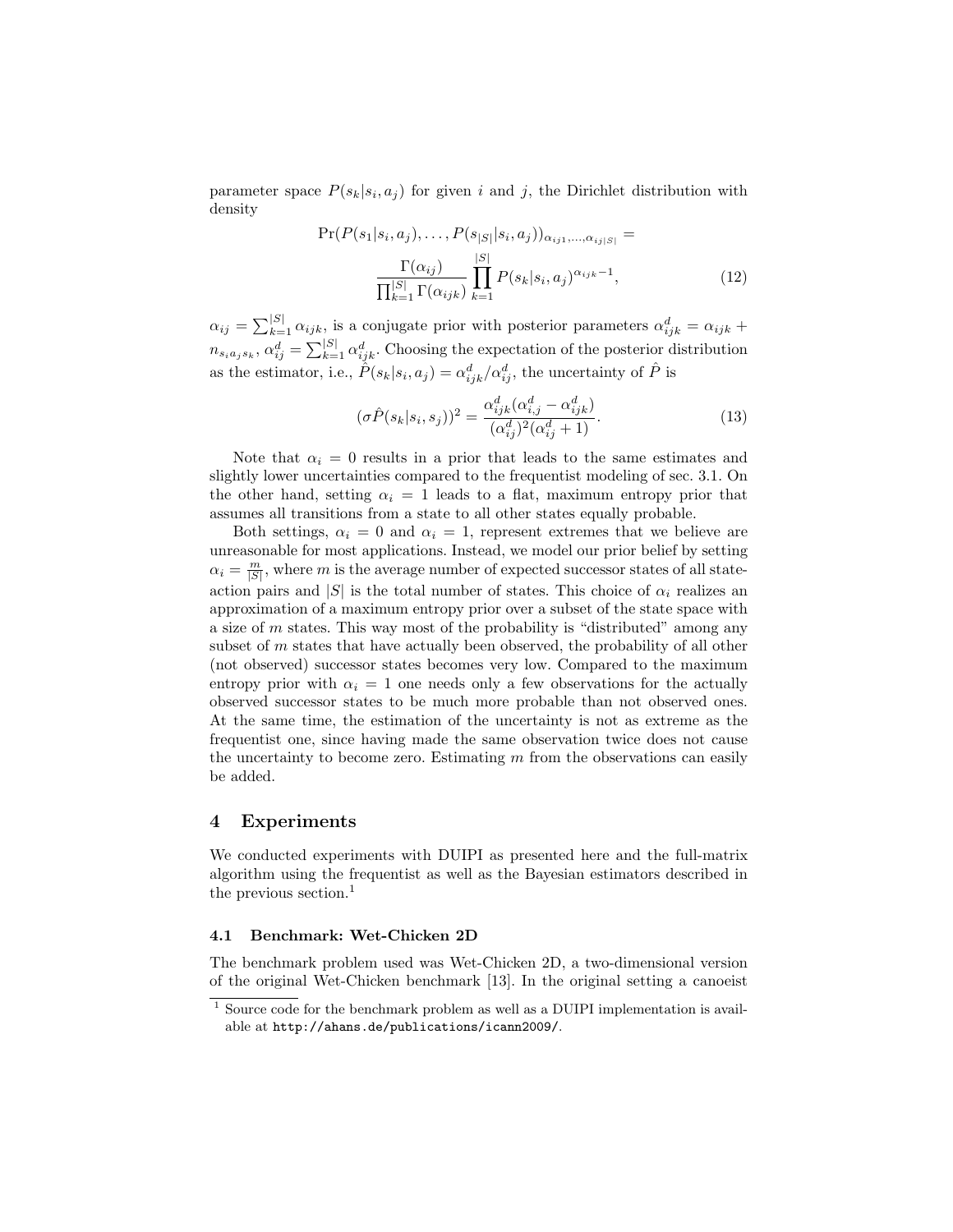parameter space $P(s_k|s_i, a_j)$ for given $i$ and $j$, the Dirichlet distribution with density

$$\Pr(P(s_1|s_i,a_j),\ldots,P(s_{|S|}|s_i,a_j))_{\alpha_{ij1},\ldots,\alpha_{ij|S|}} = \frac{\Gamma(\alpha_{ij})}{\prod_{k=1}^{|S|}\Gamma(\alpha_{ijk})}\prod_{k=1}^{|S|}P(s_k|s_i,a_j)^{\alpha_{ijk}-1}, \tag{12}$$

$\alpha_{ij} = \sum_{k=1}^{|S|} \alpha_{ijk}$, is a conjugate prior with posterior parameters $\alpha^d_{ijk} = \alpha_{ijk} + n_{s_i a_j s_k}$, $\alpha^d_{ij} = \sum_{k=1}^{|S|} \alpha^d_{ijk}$. Choosing the expectation of the posterior distribution as the estimator, i.e., $\hat{P}(s_k|s_i, a_j) = \alpha^d_{ijk}/\alpha^d_{ij}$, the uncertainty of $\hat{P}$ is

$$(\sigma\hat{P}(s_k|s_i,s_j))^2 = \frac{\alpha^d_{ijk}(\alpha^d_{i,j} - \alpha^d_{ijk})}{(\alpha^d_{ij})^2(\alpha^d_{ij}+1)}. \tag{13}$$

Note that $\alpha_i = 0$ results in a prior that leads to the same estimates and slightly lower uncertainties compared to the frequentist modeling of sec. 3.1. On the other hand, setting $\alpha_i = 1$ leads to a flat, maximum entropy prior that assumes all transitions from a state to all other states equally probable.

Both settings, $\alpha_i = 0$ and $\alpha_i = 1$, represent extremes that we believe are unreasonable for most applications. Instead, we model our prior belief by setting $\alpha_i = \frac{m}{|S|}$, where $m$ is the average number of expected successor states of all state-action pairs and $|S|$ is the total number of states. This choice of $\alpha_i$ realizes an approximation of a maximum entropy prior over a subset of the state space with a size of $m$ states. This way most of the probability is "distributed" among any subset of $m$ states that have actually been observed, the probability of all other (not observed) successor states becomes very low. Compared to the maximum entropy prior with $\alpha_i = 1$ one needs only a few observations for the actually observed successor states to be much more probable than not observed ones. At the same time, the estimation of the uncertainty is not as extreme as the frequentist one, since having made the same observation twice does not cause the uncertainty to become zero. Estimating $m$ from the observations can easily be added.

## 4 Experiments

We conducted experiments with DUIPI as presented here and the full-matrix algorithm using the frequentist as well as the Bayesian estimators described in the previous section.[1]

### 4.1 Benchmark: Wet-Chicken 2D

The benchmark problem used was Wet-Chicken 2D, a two-dimensional version of the original Wet-Chicken benchmark [13]. In the original setting a canoeist

[1] Source code for the benchmark problem as well as a DUIPI implementation is available at http://ahans.de/publications/icann2009/.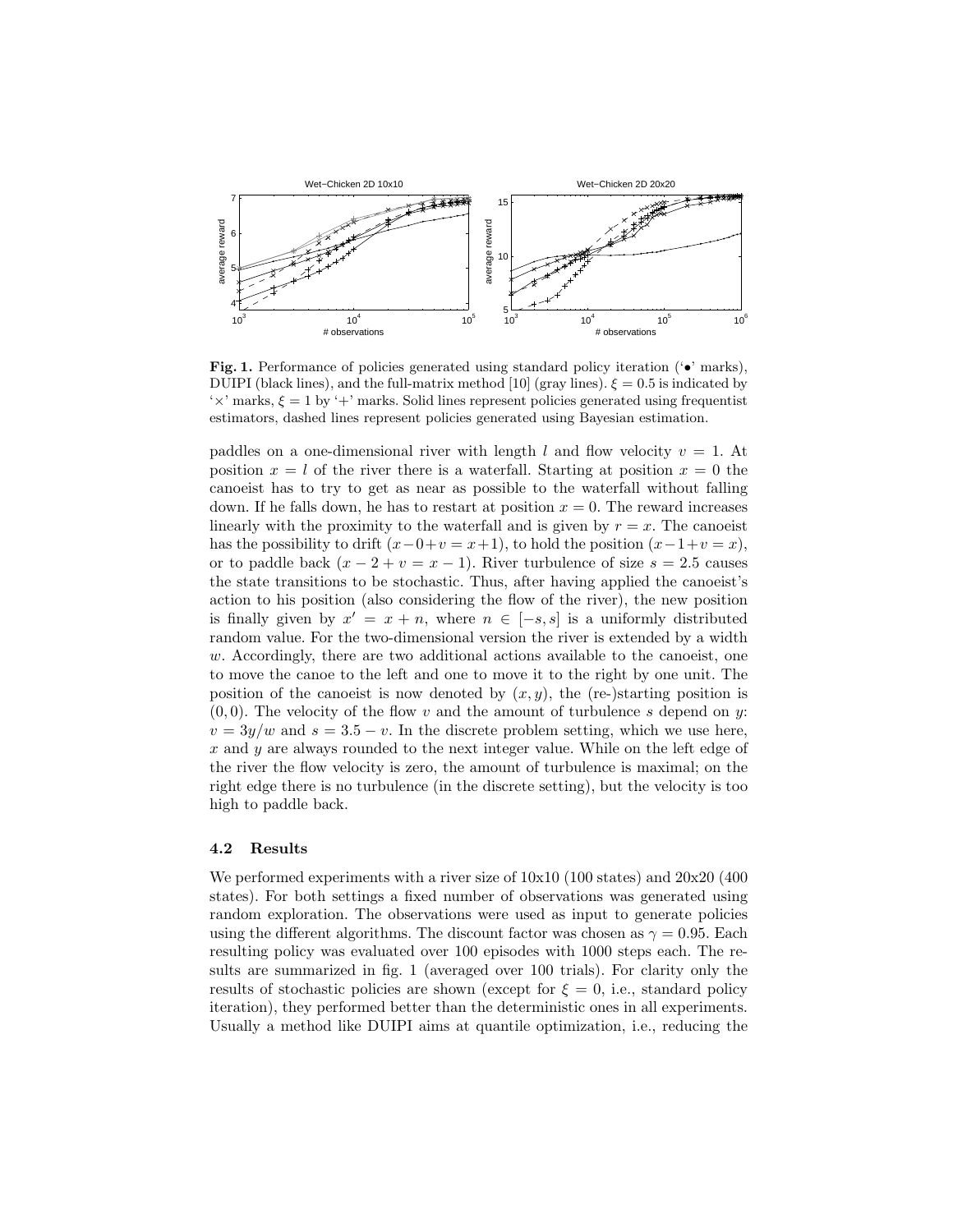**Fig. 1.** Performance of policies generated using standard policy iteration ('•' marks), DUIPI (black lines), and the full-matrix method [10] (gray lines). $\xi = 0.5$ is indicated by '×' marks, $\xi = 1$ by '+' marks. Solid lines represent policies generated using frequentist estimators, dashed lines represent policies generated using Bayesian estimation.

paddles on a one-dimensional river with length $l$ and flow velocity $v = 1$. At position $x = l$ of the river there is a waterfall. Starting at position $x = 0$ the canoeist has to try to get as near as possible to the waterfall without falling down. If he falls down, he has to restart at position $x = 0$. The reward increases linearly with the proximity to the waterfall and is given by $r = x$. The canoeist has the possibility to drift $(x - 0 + v = x + 1)$, to hold the position $(x - 1 + v = x)$, or to paddle back $(x - 2 + v = x - 1)$. River turbulence of size $s = 2.5$ causes the state transitions to be stochastic. Thus, after having applied the canoeist's action to his position (also considering the flow of the river), the new position is finally given by $x' = x + n$, where $n \in [-s, s]$ is a uniformly distributed random value. For the two-dimensional version the river is extended by a width $w$. Accordingly, there are two additional actions available to the canoeist, one to move the canoe to the left and one to move it to the right by one unit. The position of the canoeist is now denoted by $(x, y)$, the (re-)starting position is $(0, 0)$. The velocity of the flow $v$ and the amount of turbulence $s$ depend on $y$: $v = 3y/w$ and $s = 3.5 - v$. In the discrete problem setting, which we use here, $x$ and $y$ are always rounded to the next integer value. While on the left edge of the river the flow velocity is zero, the amount of turbulence is maximal; on the right edge there is no turbulence (in the discrete setting), but the velocity is too high to paddle back.

### 4.2 Results

We performed experiments with a river size of 10x10 (100 states) and 20x20 (400 states). For both settings a fixed number of observations was generated using random exploration. The observations were used as input to generate policies using the different algorithms. The discount factor was chosen as $\gamma = 0.95$. Each resulting policy was evaluated over 100 episodes with 1000 steps each. The results are summarized in fig. 1 (averaged over 100 trials). For clarity only the results of stochastic policies are shown (except for $\xi = 0$, i.e., standard policy iteration), they performed better than the deterministic ones in all experiments. Usually a method like DUIPI aims at quantile optimization, i.e., reducing the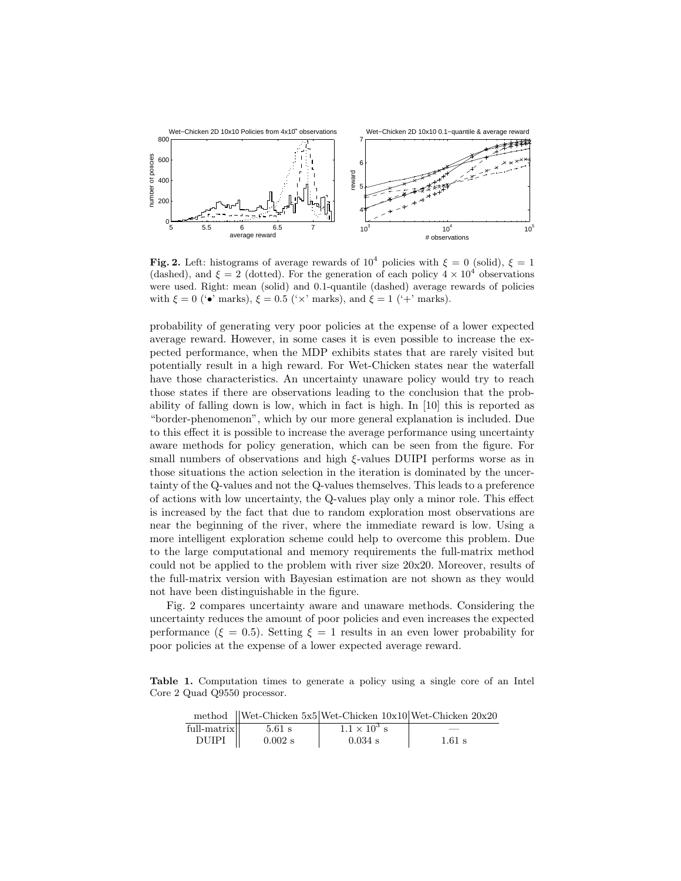**Fig. 2.** Left: histograms of average rewards of $10^4$ policies with $\xi = 0$ (solid), $\xi = 1$ (dashed), and $\xi = 2$ (dotted). For the generation of each policy $4 \times 10^4$ observations were used. Right: mean (solid) and 0.1-quantile (dashed) average rewards of policies with $\xi = 0$ ('•' marks), $\xi = 0.5$ ('×' marks), and $\xi = 1$ ('+' marks).

probability of generating very poor policies at the expense of a lower expected average reward. However, in some cases it is even possible to increase the expected performance, when the MDP exhibits states that are rarely visited but potentially result in a high reward. For Wet-Chicken states near the waterfall have those characteristics. An uncertainty unaware policy would try to reach those states if there are observations leading to the conclusion that the probability of falling down is low, which in fact is high. In [10] this is reported as "border-phenomenon", which by our more general explanation is included. Due to this effect it is possible to increase the average performance using uncertainty aware methods for policy generation, which can be seen from the figure. For small numbers of observations and high $\xi$-values DUIPI performs worse as in those situations the action selection in the iteration is dominated by the uncertainty of the Q-values and not the Q-values themselves. This leads to a preference of actions with low uncertainty, the Q-values play only a minor role. This effect is increased by the fact that due to random exploration most observations are near the beginning of the river, where the immediate reward is low. Using a more intelligent exploration scheme could help to overcome this problem. Due to the large computational and memory requirements the full-matrix method could not be applied to the problem with river size 20x20. Moreover, results of the full-matrix version with Bayesian estimation are not shown as they would not have been distinguishable in the figure.

Fig. 2 compares uncertainty aware and unaware methods. Considering the uncertainty reduces the amount of poor policies and even increases the expected performance ($\xi = 0.5$). Setting $\xi = 1$ results in an even lower probability for poor policies at the expense of a lower expected average reward.

**Table 1.** Computation times to generate a policy using a single core of an Intel Core 2 Quad Q9550 processor.

| method | Wet-Chicken 5x5 | Wet-Chicken 10x10 | Wet-Chicken 20x20 |
|---|---|---|---|
| full-matrix | 5.61 s | $1.1 \times 10^3$ s | — |
| DUIPI | 0.002 s | 0.034 s | 1.61 s |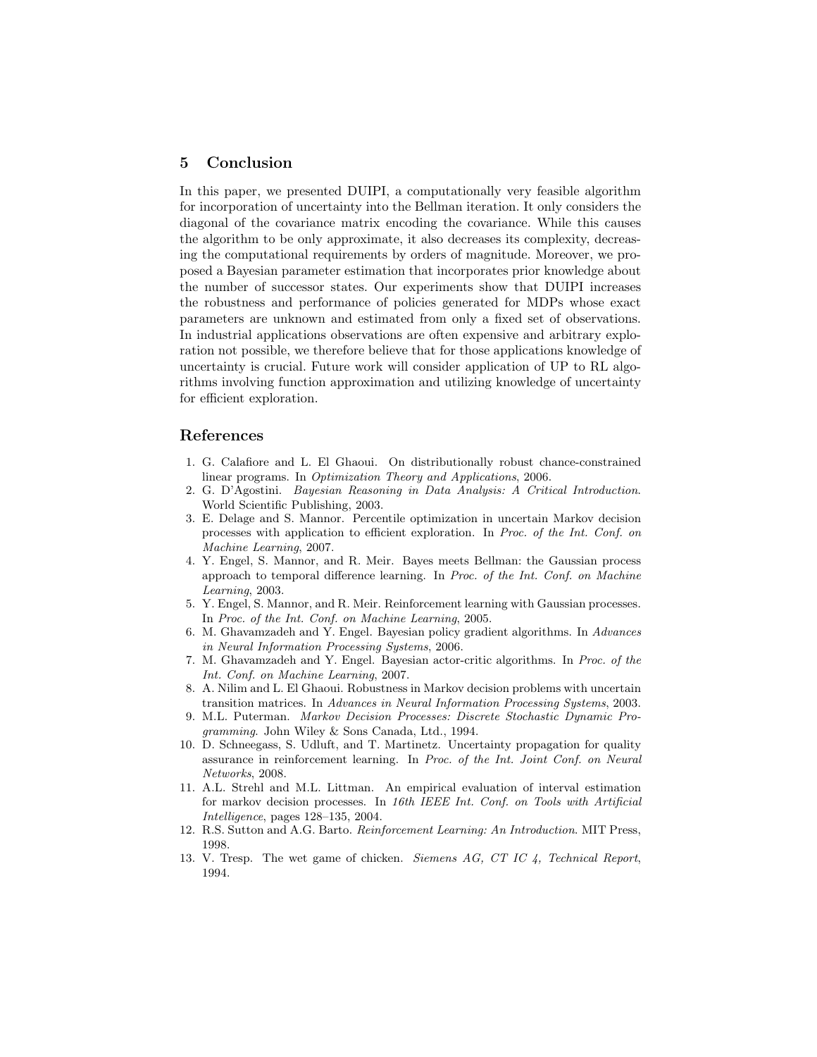## 5 Conclusion

In this paper, we presented DUIPI, a computationally very feasible algorithm for incorporation of uncertainty into the Bellman iteration. It only considers the diagonal of the covariance matrix encoding the covariance. While this causes the algorithm to be only approximate, it also decreases its complexity, decreasing the computational requirements by orders of magnitude. Moreover, we proposed a Bayesian parameter estimation that incorporates prior knowledge about the number of successor states. Our experiments show that DUIPI increases the robustness and performance of policies generated for MDPs whose exact parameters are unknown and estimated from only a fixed set of observations. In industrial applications observations are often expensive and arbitrary exploration not possible, we therefore believe that for those applications knowledge of uncertainty is crucial. Future work will consider application of UP to RL algorithms involving function approximation and utilizing knowledge of uncertainty for efficient exploration.

## References

1. G. Calafiore and L. El Ghaoui. On distributionally robust chance-constrained linear programs. In *Optimization Theory and Applications*, 2006.
2. G. D'Agostini. *Bayesian Reasoning in Data Analysis: A Critical Introduction*. World Scientific Publishing, 2003.
3. E. Delage and S. Mannor. Percentile optimization in uncertain Markov decision processes with application to efficient exploration. In *Proc. of the Int. Conf. on Machine Learning*, 2007.
4. Y. Engel, S. Mannor, and R. Meir. Bayes meets Bellman: the Gaussian process approach to temporal difference learning. In *Proc. of the Int. Conf. on Machine Learning*, 2003.
5. Y. Engel, S. Mannor, and R. Meir. Reinforcement learning with Gaussian processes. In *Proc. of the Int. Conf. on Machine Learning*, 2005.
6. M. Ghavamzadeh and Y. Engel. Bayesian policy gradient algorithms. In *Advances in Neural Information Processing Systems*, 2006.
7. M. Ghavamzadeh and Y. Engel. Bayesian actor-critic algorithms. In *Proc. of the Int. Conf. on Machine Learning*, 2007.
8. A. Nilim and L. El Ghaoui. Robustness in Markov decision problems with uncertain transition matrices. In *Advances in Neural Information Processing Systems*, 2003.
9. M.L. Puterman. *Markov Decision Processes: Discrete Stochastic Dynamic Programming*. John Wiley & Sons Canada, Ltd., 1994.
10. D. Schneegass, S. Udluft, and T. Martinetz. Uncertainty propagation for quality assurance in reinforcement learning. In *Proc. of the Int. Joint Conf. on Neural Networks*, 2008.
11. A.L. Strehl and M.L. Littman. An empirical evaluation of interval estimation for markov decision processes. In *16th IEEE Int. Conf. on Tools with Artificial Intelligence*, pages 128–135, 2004.
12. R.S. Sutton and A.G. Barto. *Reinforcement Learning: An Introduction*. MIT Press, 1998.
13. V. Tresp. The wet game of chicken. *Siemens AG, CT IC 4, Technical Report*, 1994.